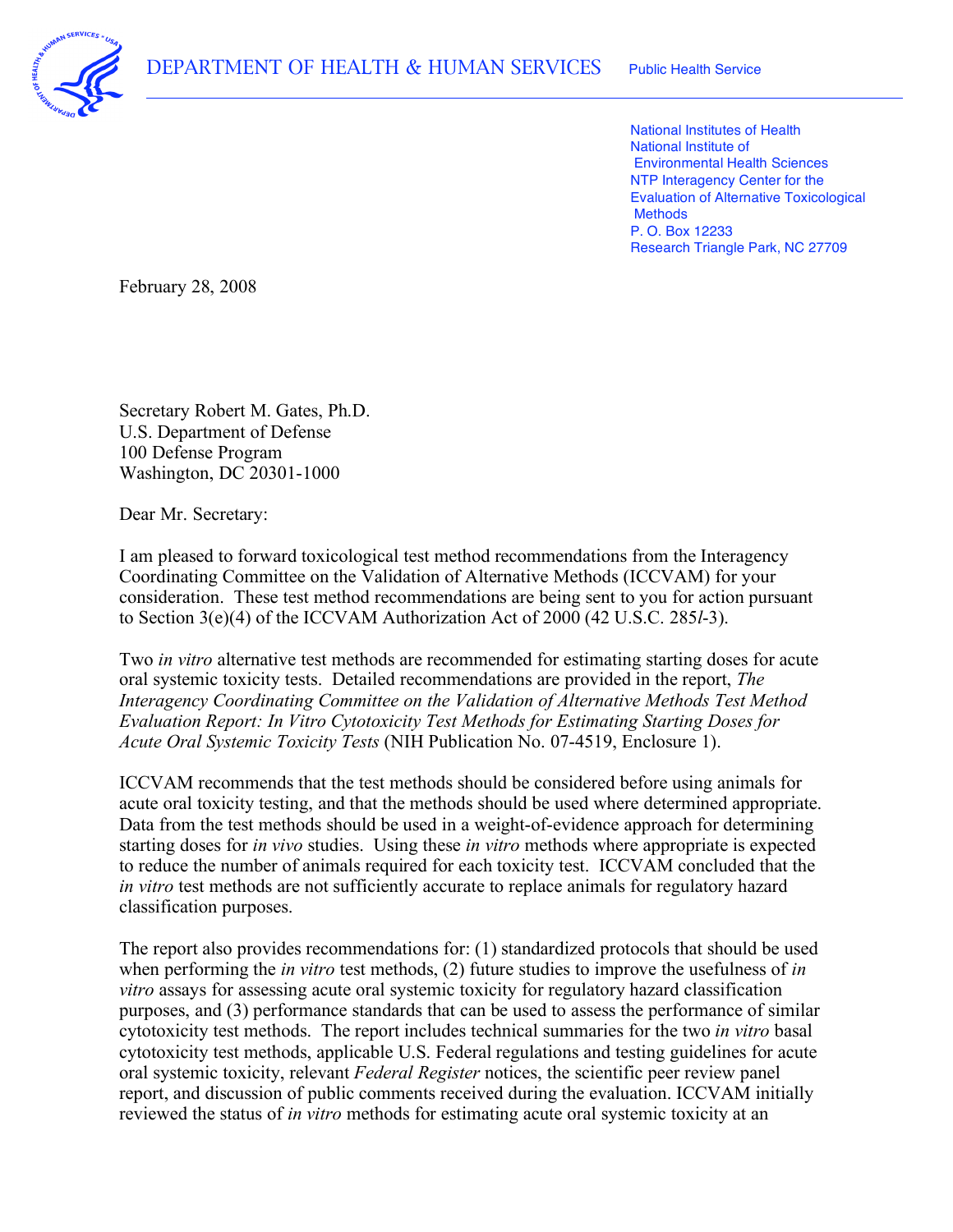DEPARTMENT OF HEALTH & HUMAN SERVICES Public Health Service

National Institutes of Health
National Institute of
Environmental Health Sciences
NTP Interagency Center for the
Evaluation of Alternative Toxicological
Methods
P. O. Box 12233
Research Triangle Park, NC 27709

February 28, 2008

Secretary Robert M. Gates, Ph.D.
U.S. Department of Defense
100 Defense Program
Washington, DC 20301-1000

Dear Mr. Secretary:

I am pleased to forward toxicological test method recommendations from the Interagency Coordinating Committee on the Validation of Alternative Methods (ICCVAM) for your consideration. These test method recommendations are being sent to you for action pursuant to Section 3(e)(4) of the ICCVAM Authorization Act of 2000 (42 U.S.C. 285*l*-3).

Two *in vitro* alternative test methods are recommended for estimating starting doses for acute oral systemic toxicity tests. Detailed recommendations are provided in the report, *The Interagency Coordinating Committee on the Validation of Alternative Methods Test Method Evaluation Report: In Vitro Cytotoxicity Test Methods for Estimating Starting Doses for Acute Oral Systemic Toxicity Tests* (NIH Publication No. 07-4519, Enclosure 1).

ICCVAM recommends that the test methods should be considered before using animals for acute oral toxicity testing, and that the methods should be used where determined appropriate. Data from the test methods should be used in a weight-of-evidence approach for determining starting doses for *in vivo* studies. Using these *in vitro* methods where appropriate is expected to reduce the number of animals required for each toxicity test. ICCVAM concluded that the *in vitro* test methods are not sufficiently accurate to replace animals for regulatory hazard classification purposes.

The report also provides recommendations for: (1) standardized protocols that should be used when performing the *in vitro* test methods, (2) future studies to improve the usefulness of *in vitro* assays for assessing acute oral systemic toxicity for regulatory hazard classification purposes, and (3) performance standards that can be used to assess the performance of similar cytotoxicity test methods. The report includes technical summaries for the two *in vitro* basal cytotoxicity test methods, applicable U.S. Federal regulations and testing guidelines for acute oral systemic toxicity, relevant *Federal Register* notices, the scientific peer review panel report, and discussion of public comments received during the evaluation. ICCVAM initially reviewed the status of *in vitro* methods for estimating acute oral systemic toxicity at an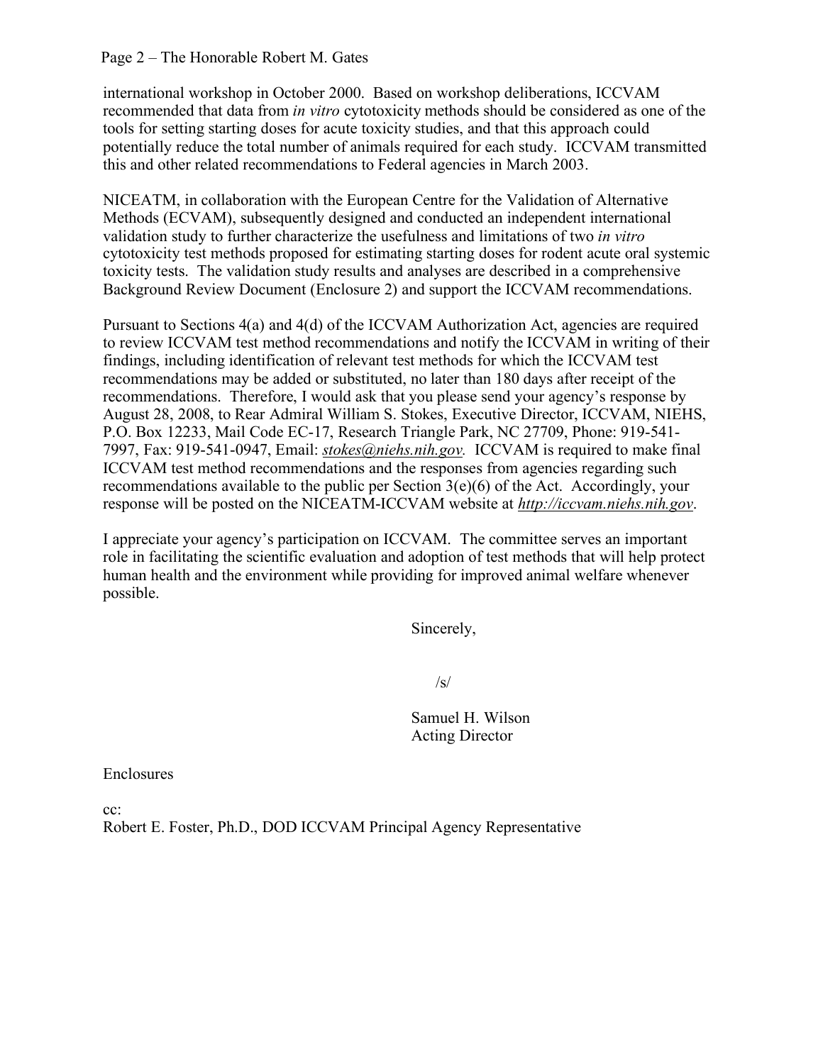international workshop in October 2000. Based on workshop deliberations, ICCVAM recommended that data from *in vitro* cytotoxicity methods should be considered as one of the tools for setting starting doses for acute toxicity studies, and that this approach could potentially reduce the total number of animals required for each study. ICCVAM transmitted this and other related recommendations to Federal agencies in March 2003.

NICEATM, in collaboration with the European Centre for the Validation of Alternative Methods (ECVAM), subsequently designed and conducted an independent international validation study to further characterize the usefulness and limitations of two *in vitro* cytotoxicity test methods proposed for estimating starting doses for rodent acute oral systemic toxicity tests. The validation study results and analyses are described in a comprehensive Background Review Document (Enclosure 2) and support the ICCVAM recommendations.

Pursuant to Sections 4(a) and 4(d) of the ICCVAM Authorization Act, agencies are required to review ICCVAM test method recommendations and notify the ICCVAM in writing of their findings, including identification of relevant test methods for which the ICCVAM test recommendations may be added or substituted, no later than 180 days after receipt of the recommendations. Therefore, I would ask that you please send your agency's response by August 28, 2008, to Rear Admiral William S. Stokes, Executive Director, ICCVAM, NIEHS, P.O. Box 12233, Mail Code EC-17, Research Triangle Park, NC 27709, Phone: 919-541-7997, Fax: 919-541-0947, Email: *stokes@niehs.nih.gov.* ICCVAM is required to make final ICCVAM test method recommendations and the responses from agencies regarding such recommendations available to the public per Section 3(e)(6) of the Act. Accordingly, your response will be posted on the NICEATM-ICCVAM website at *http://iccvam.niehs.nih.gov*.

I appreciate your agency's participation on ICCVAM. The committee serves an important role in facilitating the scientific evaluation and adoption of test methods that will help protect human health and the environment while providing for improved animal welfare whenever possible.

Sincerely,

/s/

Samuel H. Wilson
Acting Director

Enclosures

cc:
Robert E. Foster, Ph.D., DOD ICCVAM Principal Agency Representative